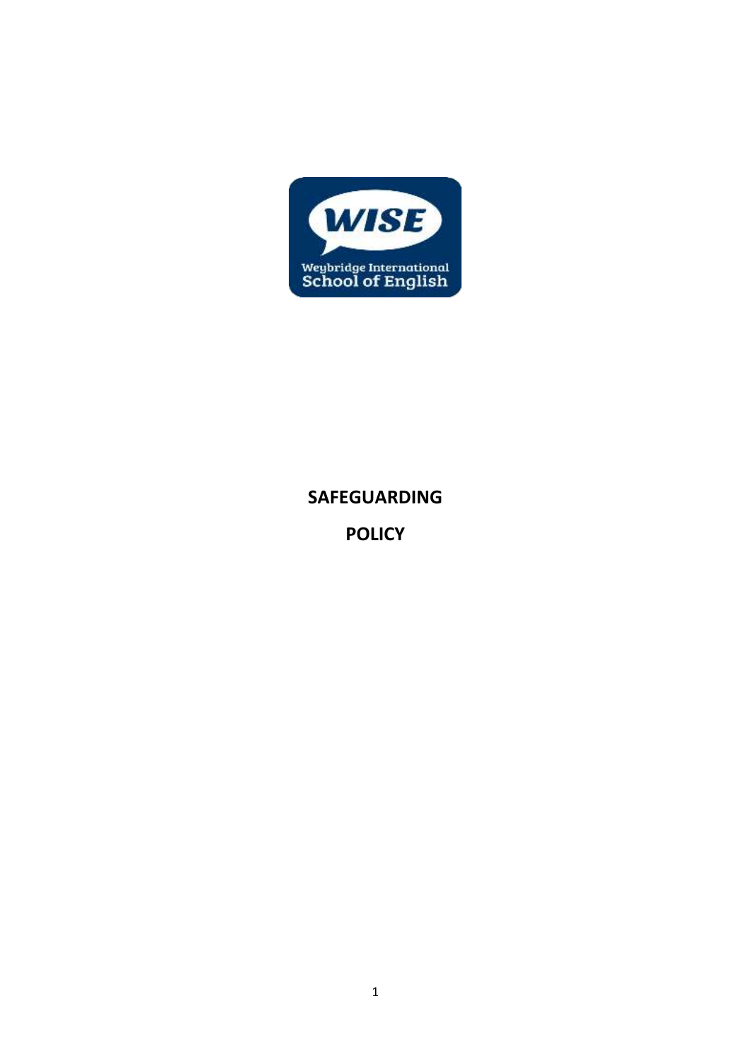WISE

Weybridge International School of English

# SAFEGUARDING

# POLICY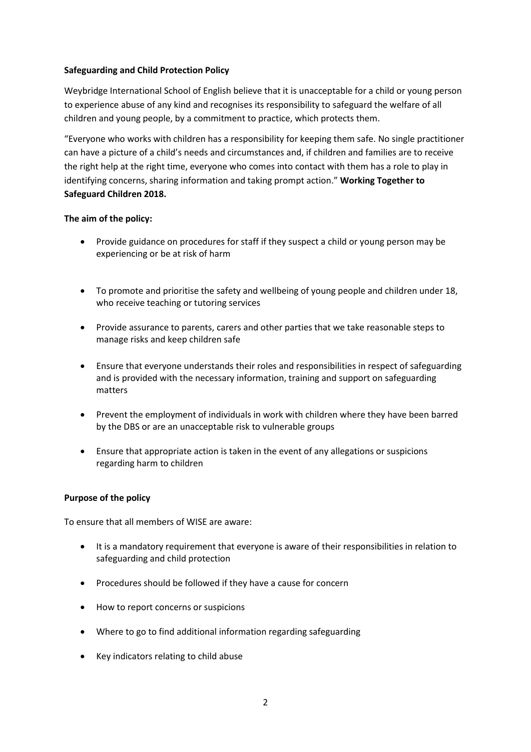**Safeguarding and Child Protection Policy**

Weybridge International School of English believe that it is unacceptable for a child or young person to experience abuse of any kind and recognises its responsibility to safeguard the welfare of all children and young people, by a commitment to practice, which protects them.

"Everyone who works with children has a responsibility for keeping them safe. No single practitioner can have a picture of a child's needs and circumstances and, if children and families are to receive the right help at the right time, everyone who comes into contact with them has a role to play in identifying concerns, sharing information and taking prompt action." **Working Together to Safeguard Children 2018.**

**The aim of the policy:**

- Provide guidance on procedures for staff if they suspect a child or young person may be experiencing or be at risk of harm
- To promote and prioritise the safety and wellbeing of young people and children under 18, who receive teaching or tutoring services
- Provide assurance to parents, carers and other parties that we take reasonable steps to manage risks and keep children safe
- Ensure that everyone understands their roles and responsibilities in respect of safeguarding and is provided with the necessary information, training and support on safeguarding matters
- Prevent the employment of individuals in work with children where they have been barred by the DBS or are an unacceptable risk to vulnerable groups
- Ensure that appropriate action is taken in the event of any allegations or suspicions regarding harm to children

**Purpose of the policy**

To ensure that all members of WISE are aware:

- It is a mandatory requirement that everyone is aware of their responsibilities in relation to safeguarding and child protection
- Procedures should be followed if they have a cause for concern
- How to report concerns or suspicions
- Where to go to find additional information regarding safeguarding
- Key indicators relating to child abuse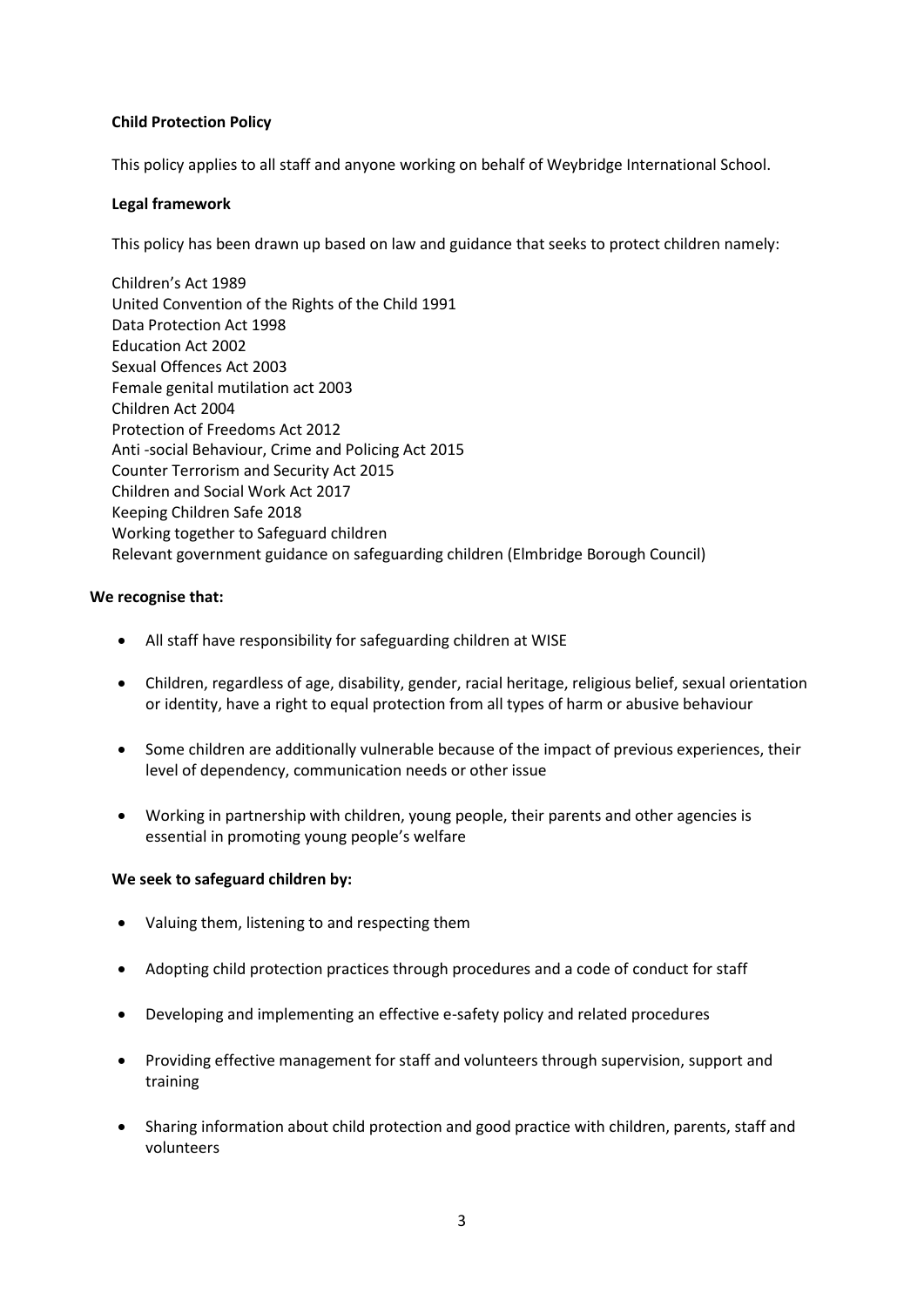**Child Protection Policy**

This policy applies to all staff and anyone working on behalf of Weybridge International School.

**Legal framework**

This policy has been drawn up based on law and guidance that seeks to protect children namely:

Children's Act 1989
United Convention of the Rights of the Child 1991
Data Protection Act 1998
Education Act 2002
Sexual Offences Act 2003
Female genital mutilation act 2003
Children Act 2004
Protection of Freedoms Act 2012
Anti -social Behaviour, Crime and Policing Act 2015
Counter Terrorism and Security Act 2015
Children and Social Work Act 2017
Keeping Children Safe 2018
Working together to Safeguard children
Relevant government guidance on safeguarding children (Elmbridge Borough Council)

**We recognise that:**

- All staff have responsibility for safeguarding children at WISE
- Children, regardless of age, disability, gender, racial heritage, religious belief, sexual orientation or identity, have a right to equal protection from all types of harm or abusive behaviour
- Some children are additionally vulnerable because of the impact of previous experiences, their level of dependency, communication needs or other issue
- Working in partnership with children, young people, their parents and other agencies is essential in promoting young people's welfare

**We seek to safeguard children by:**

- Valuing them, listening to and respecting them
- Adopting child protection practices through procedures and a code of conduct for staff
- Developing and implementing an effective e-safety policy and related procedures
- Providing effective management for staff and volunteers through supervision, support and training
- Sharing information about child protection and good practice with children, parents, staff and volunteers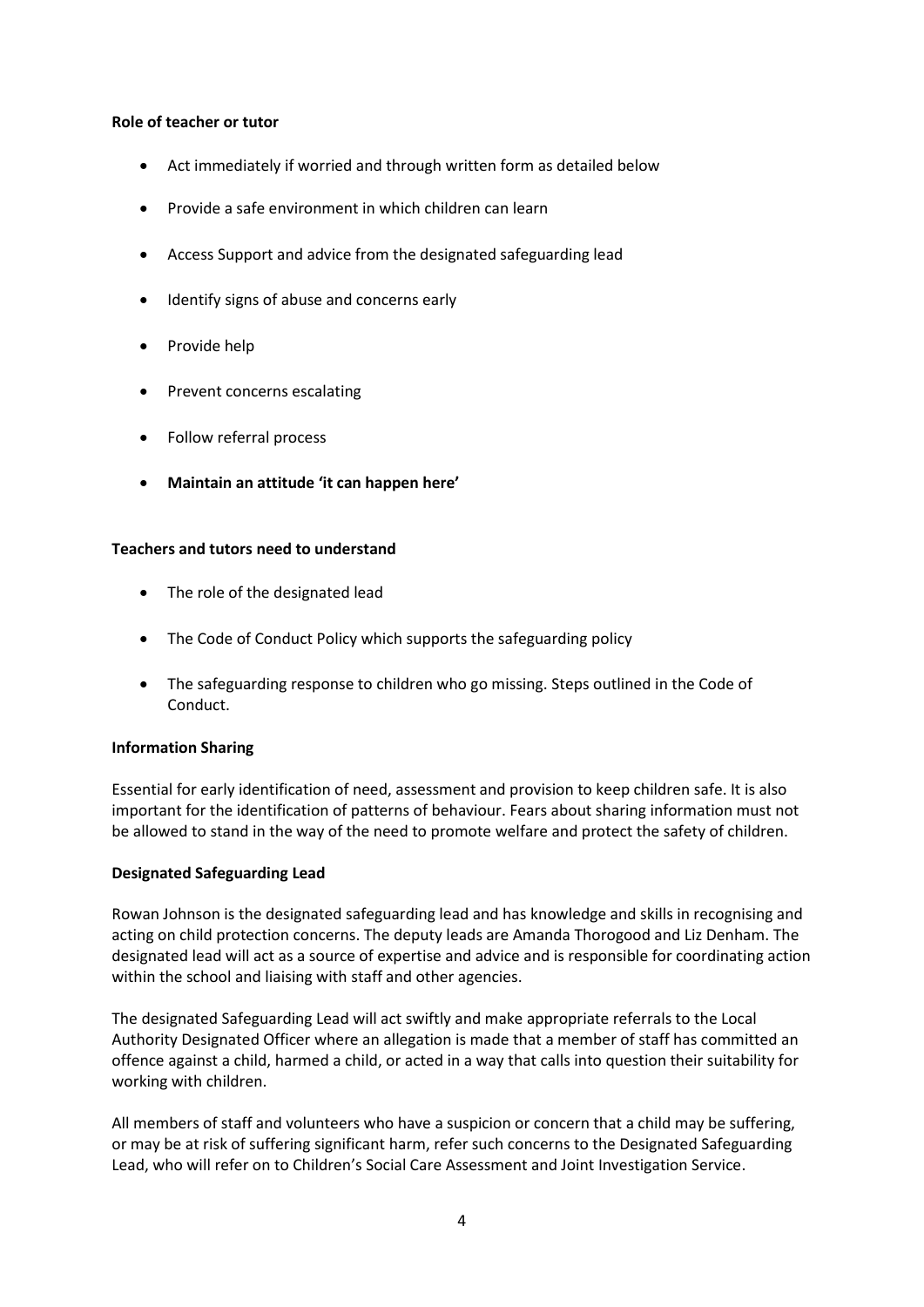**Role of teacher or tutor**

- Act immediately if worried and through written form as detailed below
- Provide a safe environment in which children can learn
- Access Support and advice from the designated safeguarding lead
- Identify signs of abuse and concerns early
- Provide help
- Prevent concerns escalating
- Follow referral process
- **Maintain an attitude 'it can happen here'**

**Teachers and tutors need to understand**

- The role of the designated lead
- The Code of Conduct Policy which supports the safeguarding policy
- The safeguarding response to children who go missing. Steps outlined in the Code of Conduct.

**Information Sharing**

Essential for early identification of need, assessment and provision to keep children safe. It is also important for the identification of patterns of behaviour. Fears about sharing information must not be allowed to stand in the way of the need to promote welfare and protect the safety of children.

**Designated Safeguarding Lead**

Rowan Johnson is the designated safeguarding lead and has knowledge and skills in recognising and acting on child protection concerns. The deputy leads are Amanda Thorogood and Liz Denham. The designated lead will act as a source of expertise and advice and is responsible for coordinating action within the school and liaising with staff and other agencies.

The designated Safeguarding Lead will act swiftly and make appropriate referrals to the Local Authority Designated Officer where an allegation is made that a member of staff has committed an offence against a child, harmed a child, or acted in a way that calls into question their suitability for working with children.

All members of staff and volunteers who have a suspicion or concern that a child may be suffering, or may be at risk of suffering significant harm, refer such concerns to the Designated Safeguarding Lead, who will refer on to Children's Social Care Assessment and Joint Investigation Service.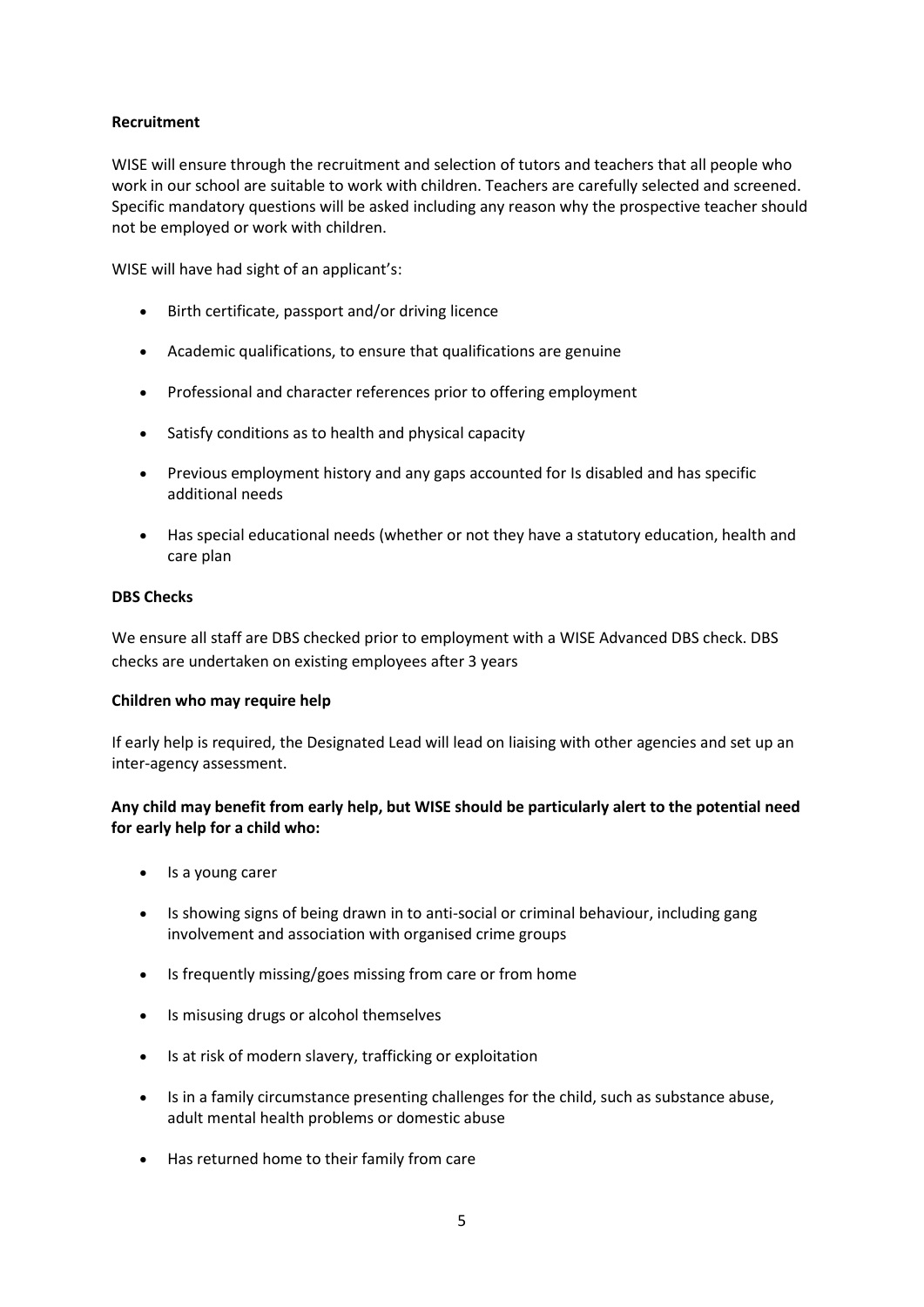**Recruitment**

WISE will ensure through the recruitment and selection of tutors and teachers that all people who work in our school are suitable to work with children. Teachers are carefully selected and screened. Specific mandatory questions will be asked including any reason why the prospective teacher should not be employed or work with children.

WISE will have had sight of an applicant's:

- Birth certificate, passport and/or driving licence
- Academic qualifications, to ensure that qualifications are genuine
- Professional and character references prior to offering employment
- Satisfy conditions as to health and physical capacity
- Previous employment history and any gaps accounted for Is disabled and has specific additional needs
- Has special educational needs (whether or not they have a statutory education, health and care plan

**DBS Checks**

We ensure all staff are DBS checked prior to employment with a WISE Advanced DBS check. DBS checks are undertaken on existing employees after 3 years

**Children who may require help**

If early help is required, the Designated Lead will lead on liaising with other agencies and set up an inter-agency assessment.

**Any child may benefit from early help, but WISE should be particularly alert to the potential need for early help for a child who:**

- Is a young carer
- Is showing signs of being drawn in to anti-social or criminal behaviour, including gang involvement and association with organised crime groups
- Is frequently missing/goes missing from care or from home
- Is misusing drugs or alcohol themselves
- Is at risk of modern slavery, trafficking or exploitation
- Is in a family circumstance presenting challenges for the child, such as substance abuse, adult mental health problems or domestic abuse
- Has returned home to their family from care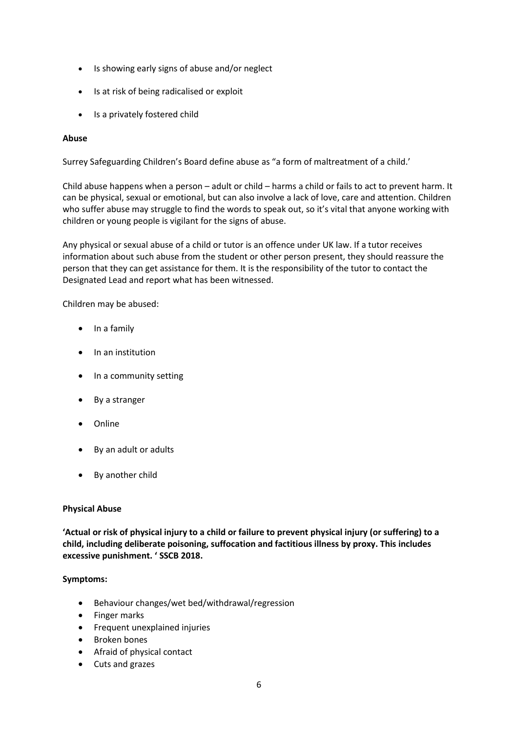- Is showing early signs of abuse and/or neglect
- Is at risk of being radicalised or exploit
- Is a privately fostered child

**Abuse**

Surrey Safeguarding Children's Board define abuse as "a form of maltreatment of a child.'

Child abuse happens when a person – adult or child – harms a child or fails to act to prevent harm. It can be physical, sexual or emotional, but can also involve a lack of love, care and attention. Children who suffer abuse may struggle to find the words to speak out, so it's vital that anyone working with children or young people is vigilant for the signs of abuse.

Any physical or sexual abuse of a child or tutor is an offence under UK law. If a tutor receives information about such abuse from the student or other person present, they should reassure the person that they can get assistance for them. It is the responsibility of the tutor to contact the Designated Lead and report what has been witnessed.

Children may be abused:

- In a family
- In an institution
- In a community setting
- By a stranger
- Online
- By an adult or adults
- By another child

**Physical Abuse**

**'Actual or risk of physical injury to a child or failure to prevent physical injury (or suffering) to a child, including deliberate poisoning, suffocation and factitious illness by proxy. This includes excessive punishment. ' SSCB 2018.**

**Symptoms:**

- Behaviour changes/wet bed/withdrawal/regression
- Finger marks
- Frequent unexplained injuries
- Broken bones
- Afraid of physical contact
- Cuts and grazes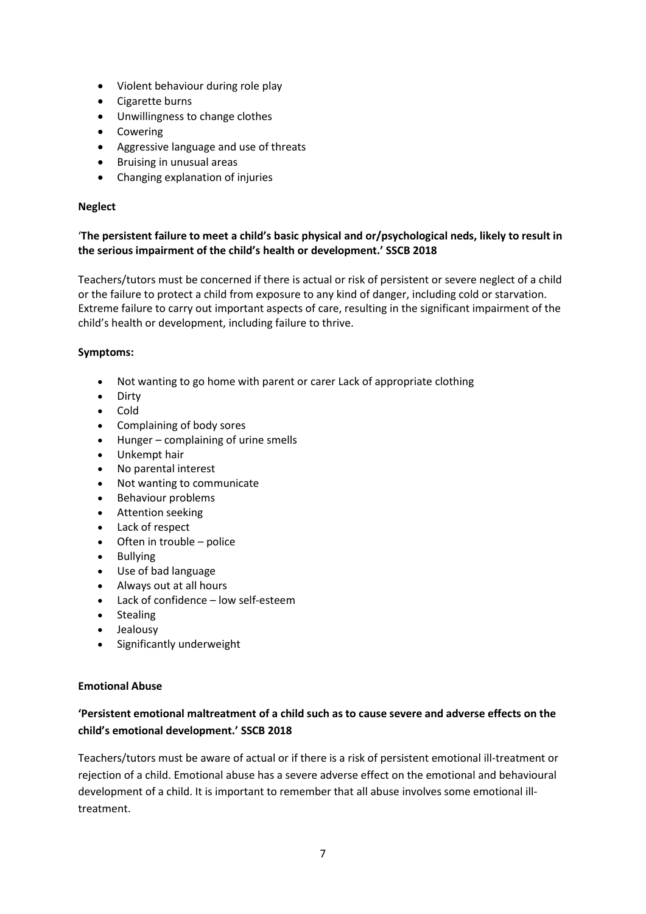- Violent behaviour during role play
- Cigarette burns
- Unwillingness to change clothes
- Cowering
- Aggressive language and use of threats
- Bruising in unusual areas
- Changing explanation of injuries

**Neglect**

'**The persistent failure to meet a child's basic physical and or/psychological neds, likely to result in the serious impairment of the child's health or development.' SSCB 2018**

Teachers/tutors must be concerned if there is actual or risk of persistent or severe neglect of a child or the failure to protect a child from exposure to any kind of danger, including cold or starvation. Extreme failure to carry out important aspects of care, resulting in the significant impairment of the child's health or development, including failure to thrive.

**Symptoms:**

- Not wanting to go home with parent or carer Lack of appropriate clothing
- Dirty
- Cold
- Complaining of body sores
- Hunger – complaining of urine smells
- Unkempt hair
- No parental interest
- Not wanting to communicate
- Behaviour problems
- Attention seeking
- Lack of respect
- Often in trouble – police
- Bullying
- Use of bad language
- Always out at all hours
- Lack of confidence – low self-esteem
- Stealing
- Jealousy
- Significantly underweight

**Emotional Abuse**

**'Persistent emotional maltreatment of a child such as to cause severe and adverse effects on the child's emotional development.' SSCB 2018**

Teachers/tutors must be aware of actual or if there is a risk of persistent emotional ill-treatment or rejection of a child. Emotional abuse has a severe adverse effect on the emotional and behavioural development of a child. It is important to remember that all abuse involves some emotional ill-treatment.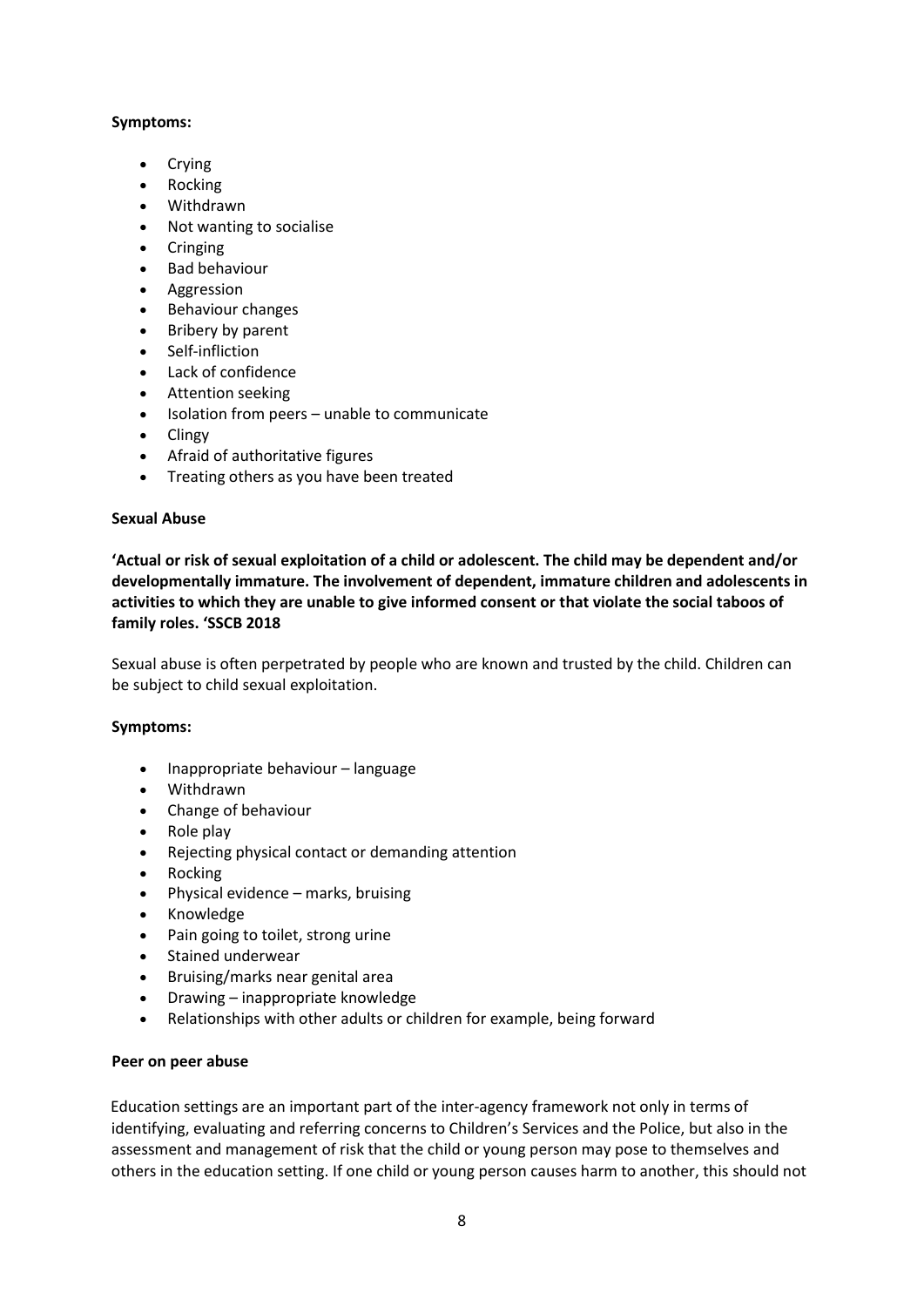**Symptoms:**

- Crying
- Rocking
- Withdrawn
- Not wanting to socialise
- Cringing
- Bad behaviour
- Aggression
- Behaviour changes
- Bribery by parent
- Self-infliction
- Lack of confidence
- Attention seeking
- Isolation from peers – unable to communicate
- Clingy
- Afraid of authoritative figures
- Treating others as you have been treated

**Sexual Abuse**

**'Actual or risk of sexual exploitation of a child or adolescent. The child may be dependent and/or developmentally immature. The involvement of dependent, immature children and adolescents in activities to which they are unable to give informed consent or that violate the social taboos of family roles. 'SSCB 2018**

Sexual abuse is often perpetrated by people who are known and trusted by the child. Children can be subject to child sexual exploitation.

**Symptoms:**

- Inappropriate behaviour – language
- Withdrawn
- Change of behaviour
- Role play
- Rejecting physical contact or demanding attention
- Rocking
- Physical evidence – marks, bruising
- Knowledge
- Pain going to toilet, strong urine
- Stained underwear
- Bruising/marks near genital area
- Drawing – inappropriate knowledge
- Relationships with other adults or children for example, being forward

**Peer on peer abuse**

Education settings are an important part of the inter-agency framework not only in terms of identifying, evaluating and referring concerns to Children's Services and the Police, but also in the assessment and management of risk that the child or young person may pose to themselves and others in the education setting. If one child or young person causes harm to another, this should not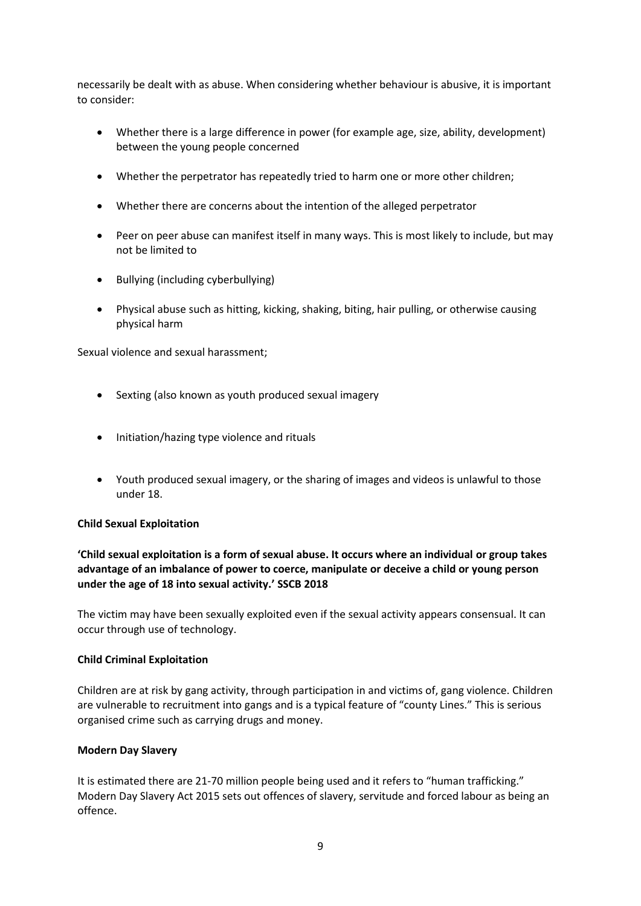necessarily be dealt with as abuse. When considering whether behaviour is abusive, it is important to consider:

- Whether there is a large difference in power (for example age, size, ability, development) between the young people concerned
- Whether the perpetrator has repeatedly tried to harm one or more other children;
- Whether there are concerns about the intention of the alleged perpetrator
- Peer on peer abuse can manifest itself in many ways. This is most likely to include, but may not be limited to
- Bullying (including cyberbullying)
- Physical abuse such as hitting, kicking, shaking, biting, hair pulling, or otherwise causing physical harm

Sexual violence and sexual harassment;

- Sexting (also known as youth produced sexual imagery
- Initiation/hazing type violence and rituals
- Youth produced sexual imagery, or the sharing of images and videos is unlawful to those under 18.

**Child Sexual Exploitation**

**'Child sexual exploitation is a form of sexual abuse. It occurs where an individual or group takes advantage of an imbalance of power to coerce, manipulate or deceive a child or young person under the age of 18 into sexual activity.' SSCB 2018**

The victim may have been sexually exploited even if the sexual activity appears consensual. It can occur through use of technology.

**Child Criminal Exploitation**

Children are at risk by gang activity, through participation in and victims of, gang violence. Children are vulnerable to recruitment into gangs and is a typical feature of "county Lines." This is serious organised crime such as carrying drugs and money.

**Modern Day Slavery**

It is estimated there are 21-70 million people being used and it refers to "human trafficking." Modern Day Slavery Act 2015 sets out offences of slavery, servitude and forced labour as being an offence.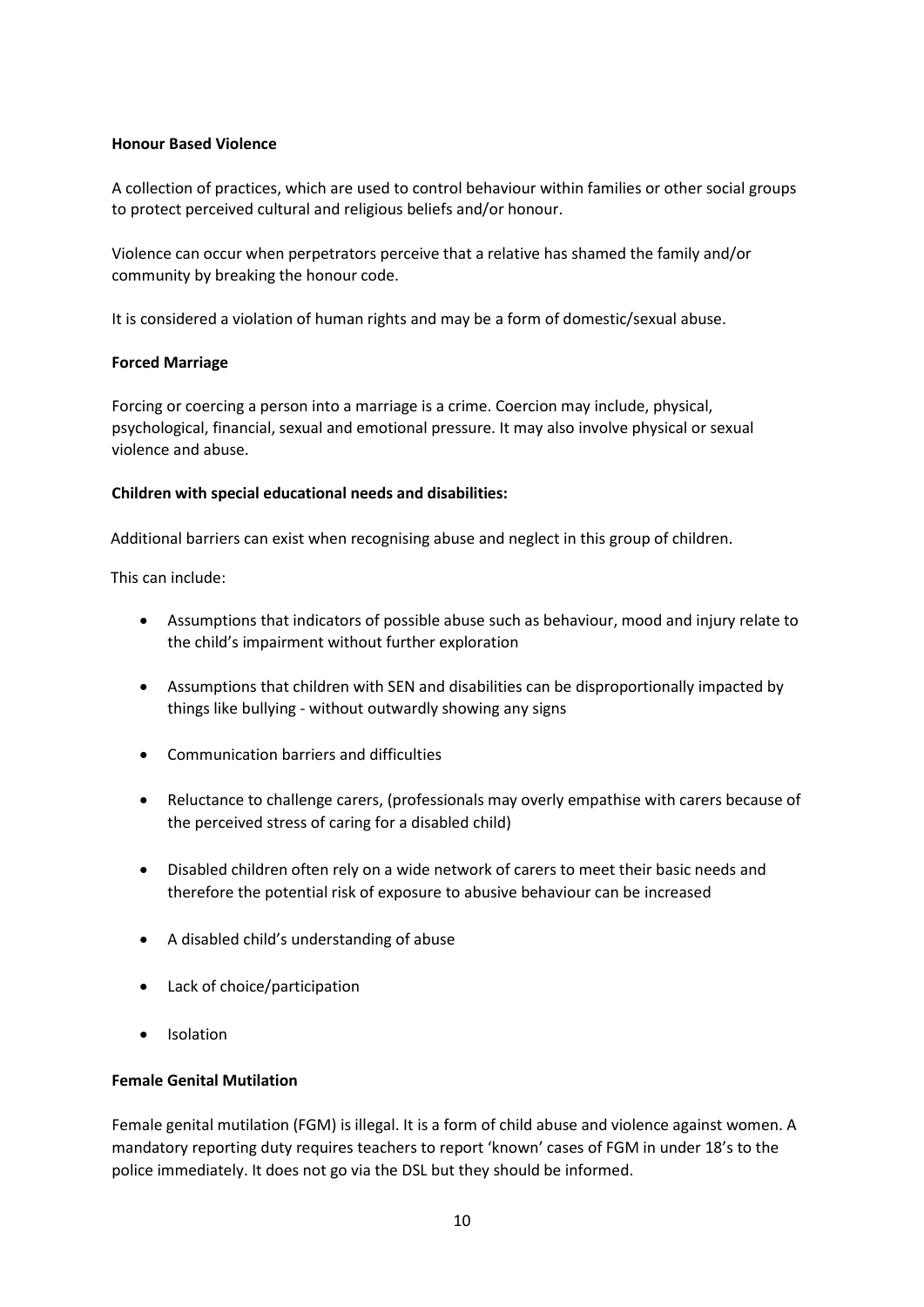**Honour Based Violence**

A collection of practices, which are used to control behaviour within families or other social groups to protect perceived cultural and religious beliefs and/or honour.

Violence can occur when perpetrators perceive that a relative has shamed the family and/or community by breaking the honour code.

It is considered a violation of human rights and may be a form of domestic/sexual abuse.

**Forced Marriage**

Forcing or coercing a person into a marriage is a crime. Coercion may include, physical, psychological, financial, sexual and emotional pressure. It may also involve physical or sexual violence and abuse.

**Children with special educational needs and disabilities:**

Additional barriers can exist when recognising abuse and neglect in this group of children.

This can include:

- Assumptions that indicators of possible abuse such as behaviour, mood and injury relate to the child's impairment without further exploration
- Assumptions that children with SEN and disabilities can be disproportionally impacted by things like bullying - without outwardly showing any signs
- Communication barriers and difficulties
- Reluctance to challenge carers, (professionals may overly empathise with carers because of the perceived stress of caring for a disabled child)
- Disabled children often rely on a wide network of carers to meet their basic needs and therefore the potential risk of exposure to abusive behaviour can be increased
- A disabled child's understanding of abuse
- Lack of choice/participation
- Isolation

**Female Genital Mutilation**

Female genital mutilation (FGM) is illegal. It is a form of child abuse and violence against women. A mandatory reporting duty requires teachers to report 'known' cases of FGM in under 18's to the police immediately. It does not go via the DSL but they should be informed.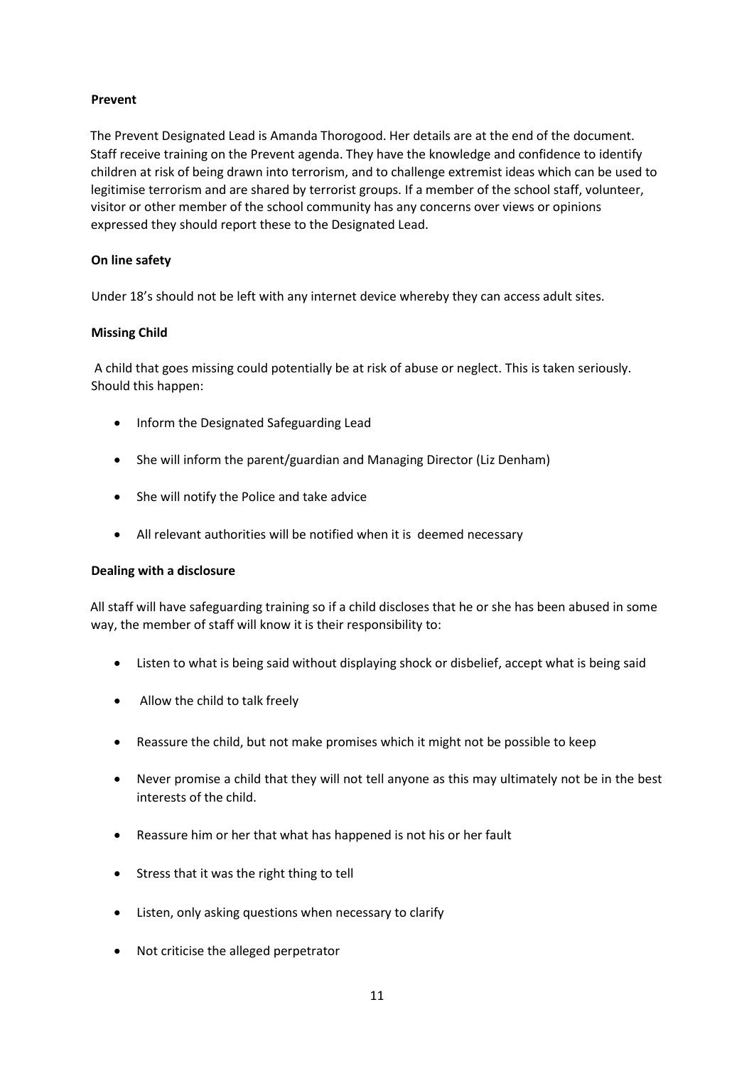**Prevent**

The Prevent Designated Lead is Amanda Thorogood. Her details are at the end of the document. Staff receive training on the Prevent agenda. They have the knowledge and confidence to identify children at risk of being drawn into terrorism, and to challenge extremist ideas which can be used to legitimise terrorism and are shared by terrorist groups. If a member of the school staff, volunteer, visitor or other member of the school community has any concerns over views or opinions expressed they should report these to the Designated Lead.

**On line safety**

Under 18's should not be left with any internet device whereby they can access adult sites.

**Missing Child**

A child that goes missing could potentially be at risk of abuse or neglect. This is taken seriously. Should this happen:

- Inform the Designated Safeguarding Lead
- She will inform the parent/guardian and Managing Director (Liz Denham)
- She will notify the Police and take advice
- All relevant authorities will be notified when it is deemed necessary

**Dealing with a disclosure**

All staff will have safeguarding training so if a child discloses that he or she has been abused in some way, the member of staff will know it is their responsibility to:

- Listen to what is being said without displaying shock or disbelief, accept what is being said
- Allow the child to talk freely
- Reassure the child, but not make promises which it might not be possible to keep
- Never promise a child that they will not tell anyone as this may ultimately not be in the best interests of the child.
- Reassure him or her that what has happened is not his or her fault
- Stress that it was the right thing to tell
- Listen, only asking questions when necessary to clarify
- Not criticise the alleged perpetrator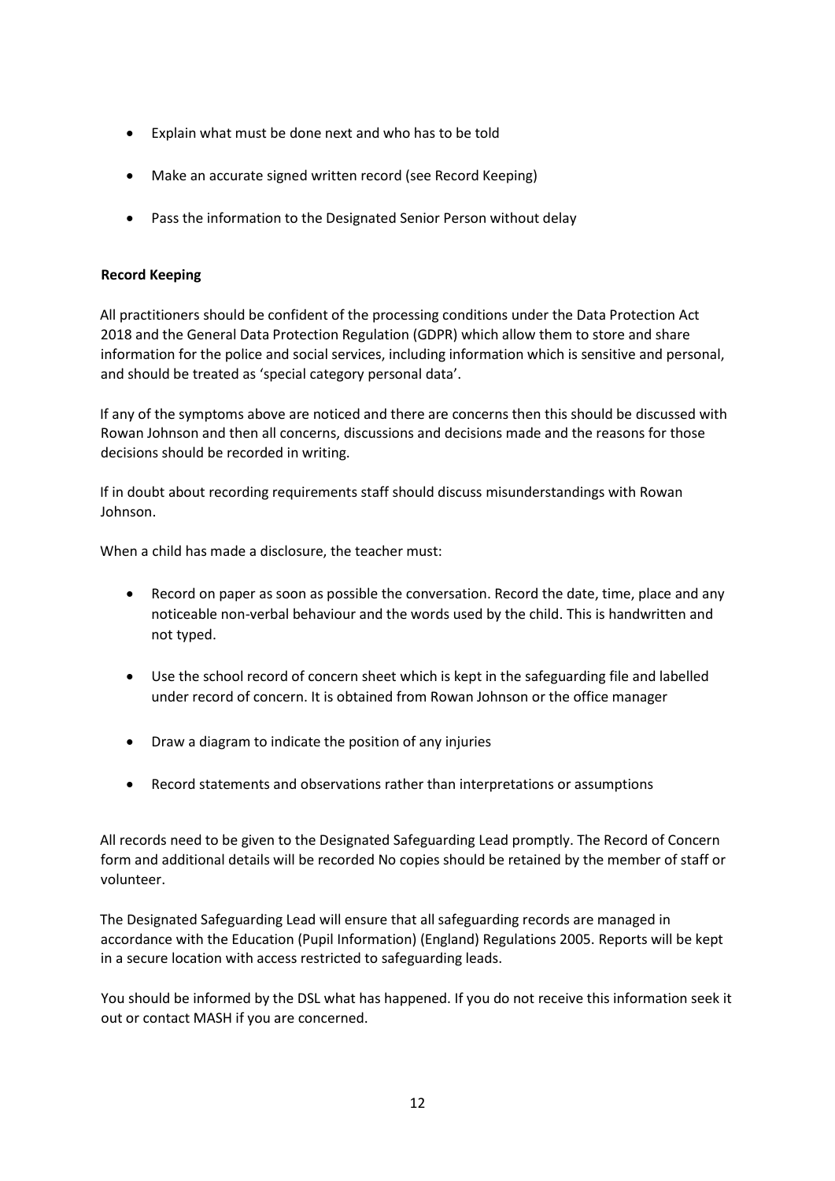- Explain what must be done next and who has to be told
- Make an accurate signed written record (see Record Keeping)
- Pass the information to the Designated Senior Person without delay

**Record Keeping**

All practitioners should be confident of the processing conditions under the Data Protection Act 2018 and the General Data Protection Regulation (GDPR) which allow them to store and share information for the police and social services, including information which is sensitive and personal, and should be treated as 'special category personal data'.

If any of the symptoms above are noticed and there are concerns then this should be discussed with Rowan Johnson and then all concerns, discussions and decisions made and the reasons for those decisions should be recorded in writing.

If in doubt about recording requirements staff should discuss misunderstandings with Rowan Johnson.

When a child has made a disclosure, the teacher must:

- Record on paper as soon as possible the conversation. Record the date, time, place and any noticeable non-verbal behaviour and the words used by the child. This is handwritten and not typed.
- Use the school record of concern sheet which is kept in the safeguarding file and labelled under record of concern. It is obtained from Rowan Johnson or the office manager
- Draw a diagram to indicate the position of any injuries
- Record statements and observations rather than interpretations or assumptions

All records need to be given to the Designated Safeguarding Lead promptly. The Record of Concern form and additional details will be recorded No copies should be retained by the member of staff or volunteer.

The Designated Safeguarding Lead will ensure that all safeguarding records are managed in accordance with the Education (Pupil Information) (England) Regulations 2005. Reports will be kept in a secure location with access restricted to safeguarding leads.

You should be informed by the DSL what has happened. If you do not receive this information seek it out or contact MASH if you are concerned.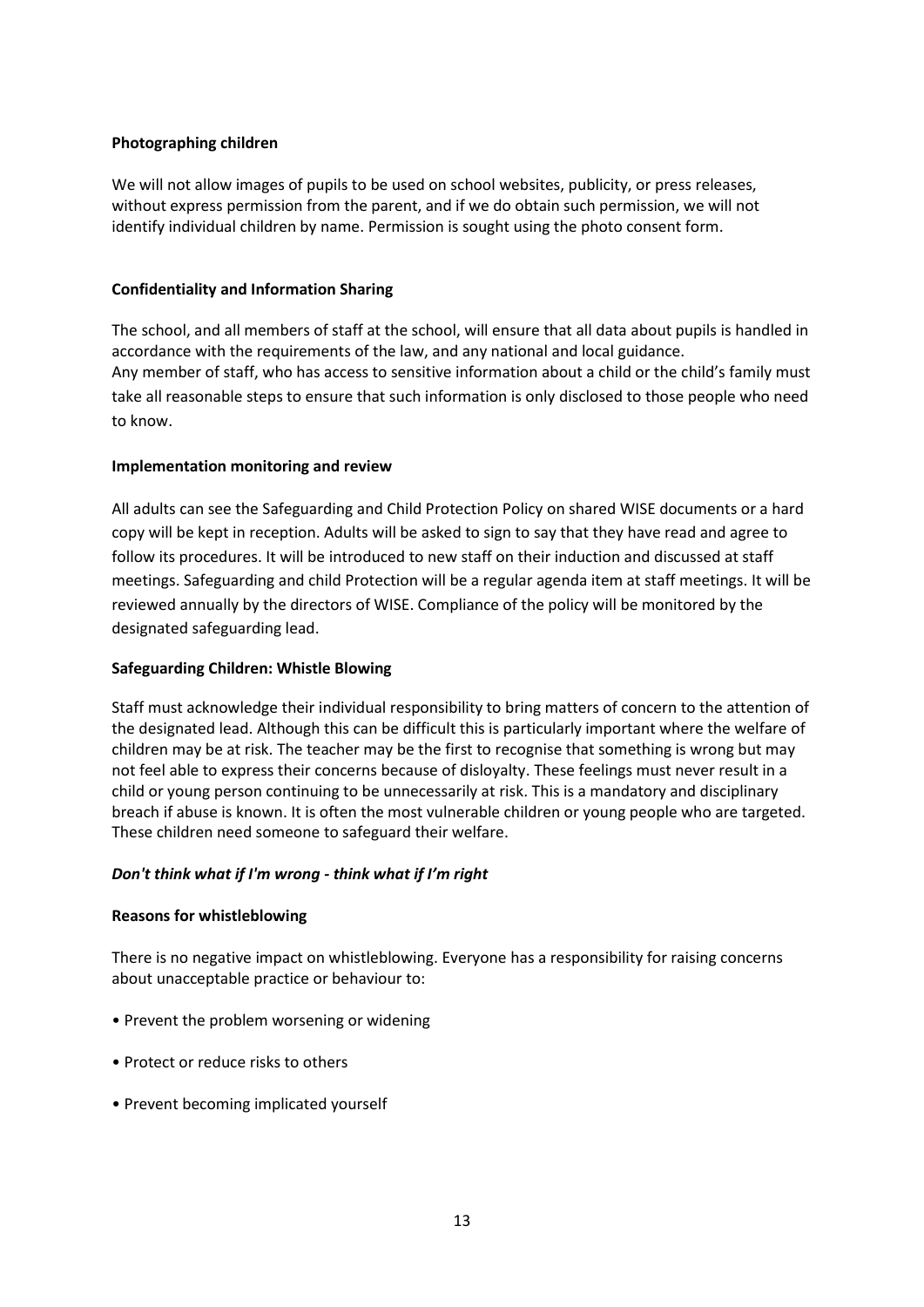**Photographing children**

We will not allow images of pupils to be used on school websites, publicity, or press releases, without express permission from the parent, and if we do obtain such permission, we will not identify individual children by name. Permission is sought using the photo consent form.

**Confidentiality and Information Sharing**

The school, and all members of staff at the school, will ensure that all data about pupils is handled in accordance with the requirements of the law, and any national and local guidance.
Any member of staff, who has access to sensitive information about a child or the child's family must take all reasonable steps to ensure that such information is only disclosed to those people who need to know.

**Implementation monitoring and review**

All adults can see the Safeguarding and Child Protection Policy on shared WISE documents or a hard copy will be kept in reception. Adults will be asked to sign to say that they have read and agree to follow its procedures. It will be introduced to new staff on their induction and discussed at staff meetings. Safeguarding and child Protection will be a regular agenda item at staff meetings. It will be reviewed annually by the directors of WISE. Compliance of the policy will be monitored by the designated safeguarding lead.

**Safeguarding Children: Whistle Blowing**

Staff must acknowledge their individual responsibility to bring matters of concern to the attention of the designated lead. Although this can be difficult this is particularly important where the welfare of children may be at risk. The teacher may be the first to recognise that something is wrong but may not feel able to express their concerns because of disloyalty. These feelings must never result in a child or young person continuing to be unnecessarily at risk. This is a mandatory and disciplinary breach if abuse is known. It is often the most vulnerable children or young people who are targeted. These children need someone to safeguard their welfare.

***Don't think what if I'm wrong - think what if I'm right***

**Reasons for whistleblowing**

There is no negative impact on whistleblowing. Everyone has a responsibility for raising concerns about unacceptable practice or behaviour to:

- Prevent the problem worsening or widening
- Protect or reduce risks to others
- Prevent becoming implicated yourself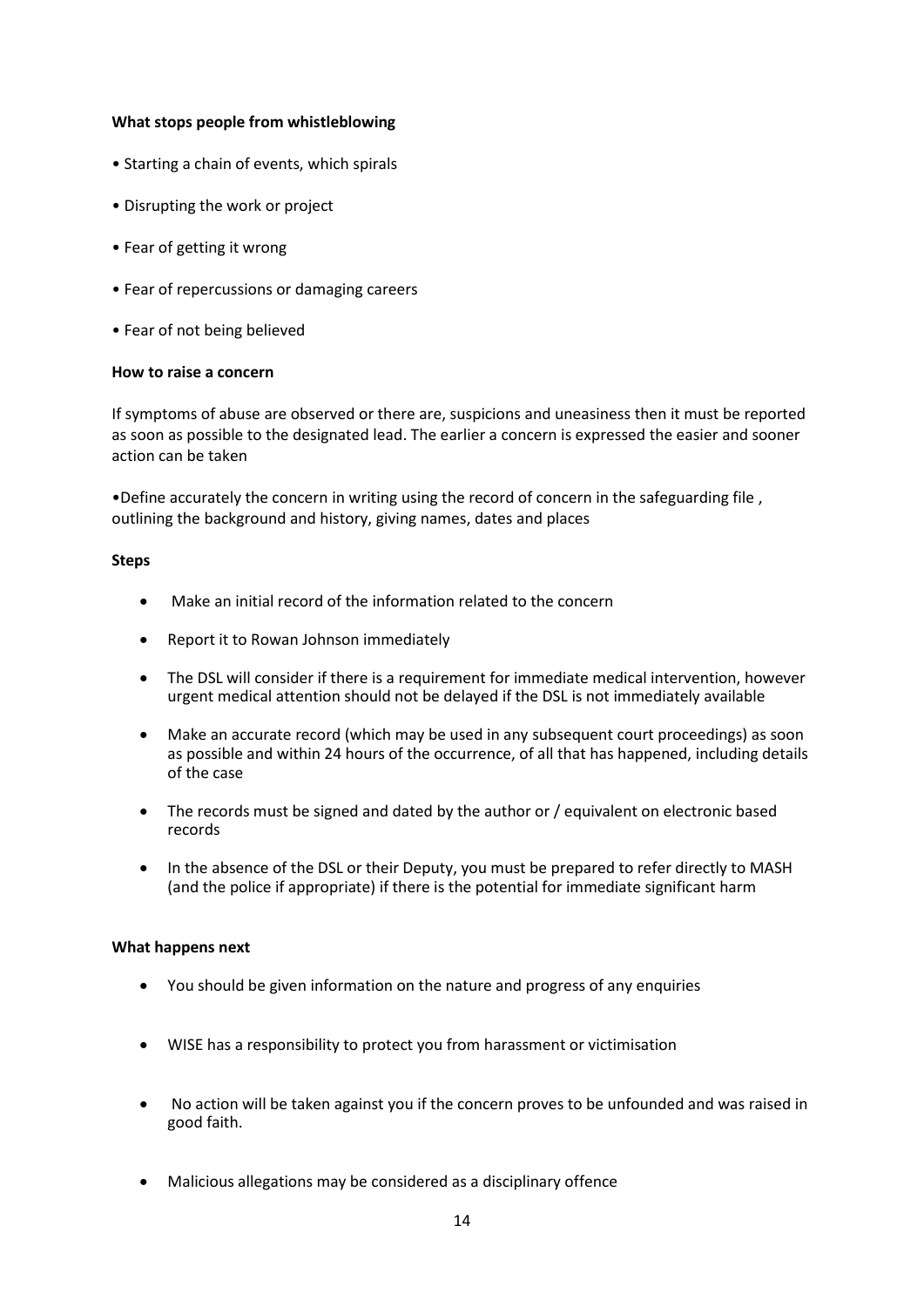**What stops people from whistleblowing**

- Starting a chain of events, which spirals
- Disrupting the work or project
- Fear of getting it wrong
- Fear of repercussions or damaging careers
- Fear of not being believed

**How to raise a concern**

If symptoms of abuse are observed or there are, suspicions and uneasiness then it must be reported as soon as possible to the designated lead. The earlier a concern is expressed the easier and sooner action can be taken

- Define accurately the concern in writing using the record of concern in the safeguarding file , outlining the background and history, giving names, dates and places

**Steps**

- Make an initial record of the information related to the concern
- Report it to Rowan Johnson immediately
- The DSL will consider if there is a requirement for immediate medical intervention, however urgent medical attention should not be delayed if the DSL is not immediately available
- Make an accurate record (which may be used in any subsequent court proceedings) as soon as possible and within 24 hours of the occurrence, of all that has happened, including details of the case
- The records must be signed and dated by the author or / equivalent on electronic based records
- In the absence of the DSL or their Deputy, you must be prepared to refer directly to MASH (and the police if appropriate) if there is the potential for immediate significant harm

**What happens next**

- You should be given information on the nature and progress of any enquiries
- WISE has a responsibility to protect you from harassment or victimisation
- No action will be taken against you if the concern proves to be unfounded and was raised in good faith.
- Malicious allegations may be considered as a disciplinary offence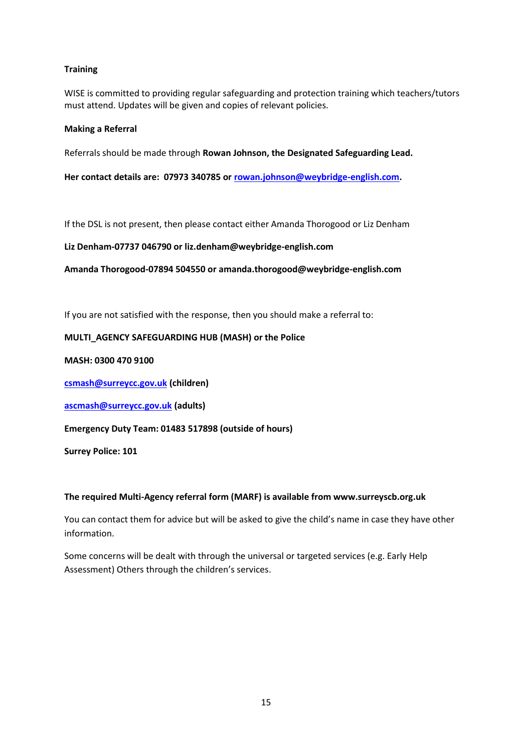**Training**

WISE is committed to providing regular safeguarding and protection training which teachers/tutors must attend. Updates will be given and copies of relevant policies.

**Making a Referral**

Referrals should be made through **Rowan Johnson, the Designated Safeguarding Lead.**

**Her contact details are: 07973 340785 or rowan.johnson@weybridge-english.com.**

If the DSL is not present, then please contact either Amanda Thorogood or Liz Denham

**Liz Denham-07737 046790 or liz.denham@weybridge-english.com**

**Amanda Thorogood-07894 504550 or amanda.thorogood@weybridge-english.com**

If you are not satisfied with the response, then you should make a referral to:

**MULTI_AGENCY SAFEGUARDING HUB (MASH) or the Police**

**MASH: 0300 470 9100**

**csmash@surreycc.gov.uk (children)**

**ascmash@surreycc.gov.uk (adults)**

**Emergency Duty Team: 01483 517898 (outside of hours)**

**Surrey Police: 101**

**The required Multi-Agency referral form (MARF) is available from www.surreyscb.org.uk**

You can contact them for advice but will be asked to give the child's name in case they have other information.

Some concerns will be dealt with through the universal or targeted services (e.g. Early Help Assessment) Others through the children's services.